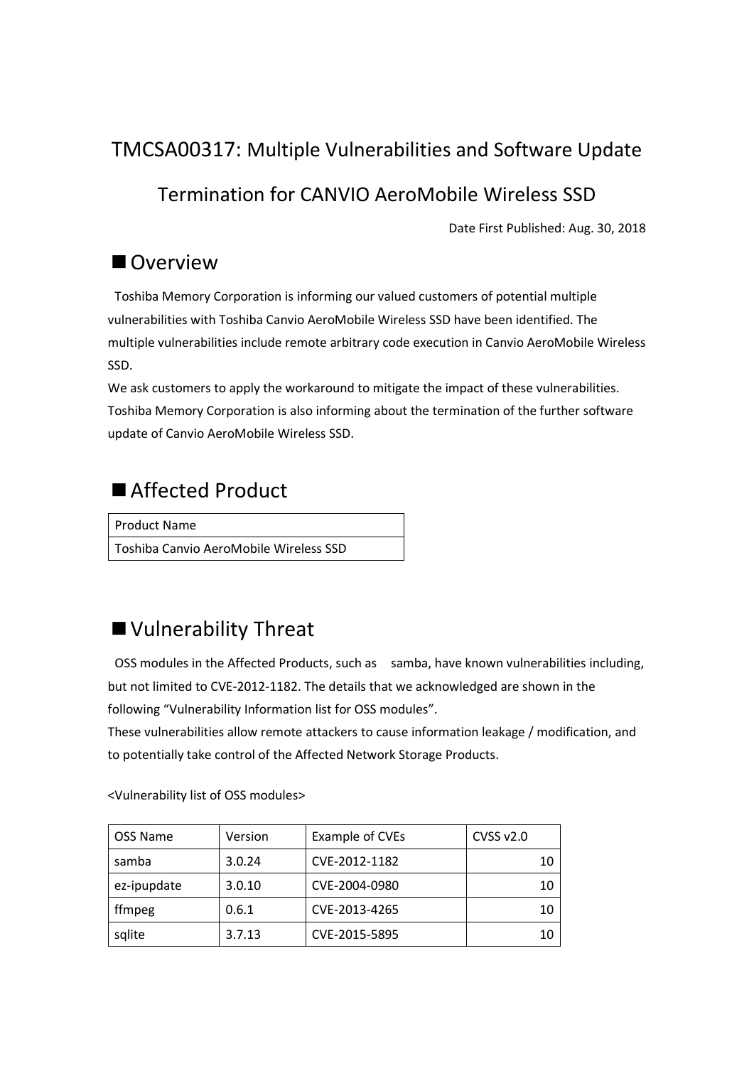# TMCSA00317: Multiple Vulnerabilities and Software Update Termination for CANVIO AeroMobile Wireless SSD

Date First Published: Aug. 30, 2018

## ■ Overview

Toshiba Memory Corporation is informing our valued customers of potential multiple vulnerabilities with Toshiba Canvio AeroMobile Wireless SSD have been identified. The multiple vulnerabilities include remote arbitrary code execution in Canvio AeroMobile Wireless SSD.

We ask customers to apply the workaround to mitigate the impact of these vulnerabilities. Toshiba Memory Corporation is also informing about the termination of the further software update of Canvio AeroMobile Wireless SSD.

## ■ Affected Product

| Product Name |
|---|
| Toshiba Canvio AeroMobile Wireless SSD |

## ■ Vulnerability Threat

OSS modules in the Affected Products, such as samba, have known vulnerabilities including, but not limited to CVE-2012-1182. The details that we acknowledged are shown in the following "Vulnerability Information list for OSS modules".

These vulnerabilities allow remote attackers to cause information leakage / modification, and to potentially take control of the Affected Network Storage Products.

<Vulnerability list of OSS modules>

| OSS Name | Version | Example of CVEs | CVSS v2.0 |
|---|---|---|---|
| samba | 3.0.24 | CVE-2012-1182 | 10 |
| ez-ipupdate | 3.0.10 | CVE-2004-0980 | 10 |
| ffmpeg | 0.6.1 | CVE-2013-4265 | 10 |
| sqlite | 3.7.13 | CVE-2015-5895 | 10 |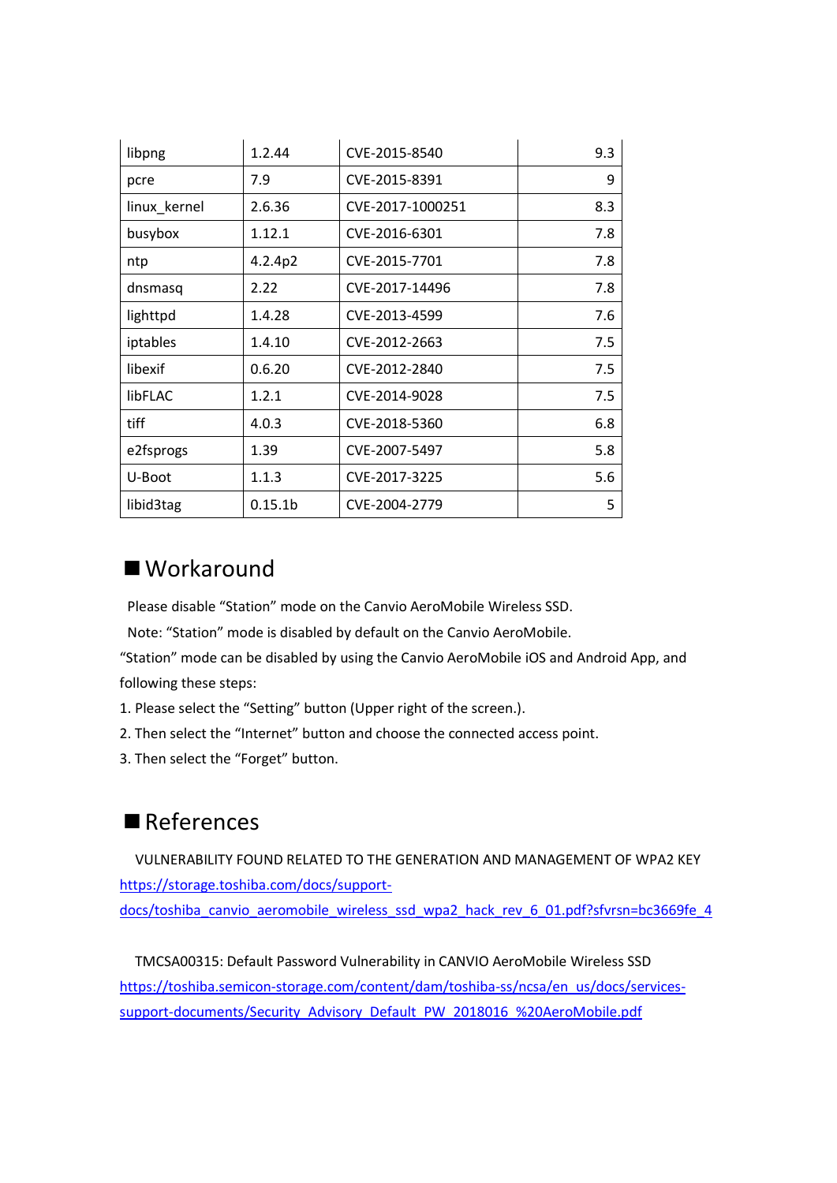| libpng | 1.2.44 | CVE-2015-8540 | 9.3 |
|---|---|---|---|
| pcre | 7.9 | CVE-2015-8391 | 9 |
| linux_kernel | 2.6.36 | CVE-2017-1000251 | 8.3 |
| busybox | 1.12.1 | CVE-2016-6301 | 7.8 |
| ntp | 4.2.4p2 | CVE-2015-7701 | 7.8 |
| dnsmasq | 2.22 | CVE-2017-14496 | 7.8 |
| lighttpd | 1.4.28 | CVE-2013-4599 | 7.6 |
| iptables | 1.4.10 | CVE-2012-2663 | 7.5 |
| libexif | 0.6.20 | CVE-2012-2840 | 7.5 |
| libFLAC | 1.2.1 | CVE-2014-9028 | 7.5 |
| tiff | 4.0.3 | CVE-2018-5360 | 6.8 |
| e2fsprogs | 1.39 | CVE-2007-5497 | 5.8 |
| U-Boot | 1.1.3 | CVE-2017-3225 | 5.6 |
| libid3tag | 0.15.1b | CVE-2004-2779 | 5 |

## ■ Workaround

Please disable "Station" mode on the Canvio AeroMobile Wireless SSD.

Note: "Station" mode is disabled by default on the Canvio AeroMobile.

"Station" mode can be disabled by using the Canvio AeroMobile iOS and Android App, and following these steps:

1. Please select the "Setting" button (Upper right of the screen.).
2. Then select the "Internet" button and choose the connected access point.
3. Then select the "Forget" button.

## ■ References

VULNERABILITY FOUND RELATED TO THE GENERATION AND MANAGEMENT OF WPA2 KEY
https://storage.toshiba.com/docs/support-docs/toshiba_canvio_aeromobile_wireless_ssd_wpa2_hack_rev_6_01.pdf?sfvrsn=bc3669fe_4

TMCSA00315: Default Password Vulnerability in CANVIO AeroMobile Wireless SSD
https://toshiba.semicon-storage.com/content/dam/toshiba-ss/ncsa/en_us/docs/services-support-documents/Security_Advisory_Default_PW_2018016_%20AeroMobile.pdf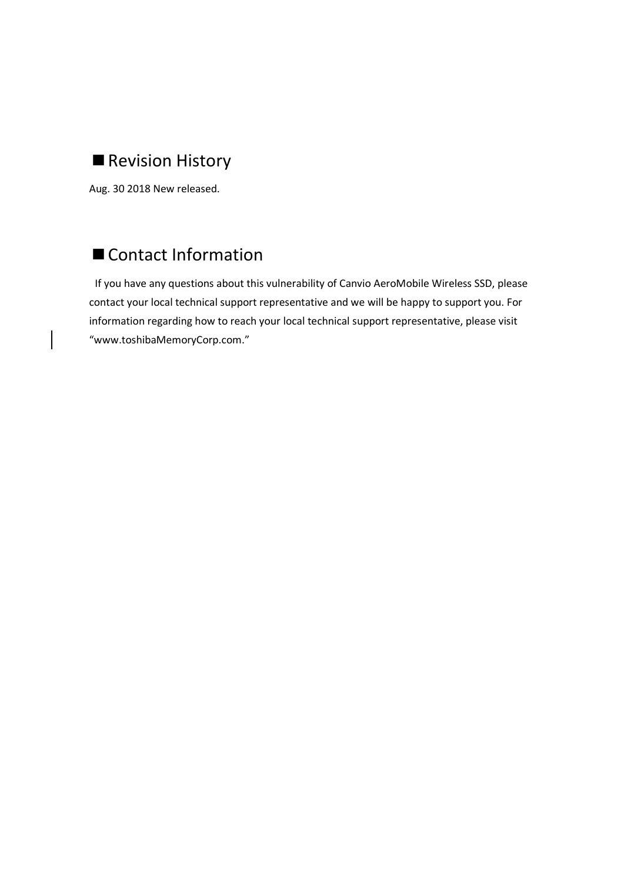## ■ Revision History

Aug. 30 2018 New released.

## ■ Contact Information

If you have any questions about this vulnerability of Canvio AeroMobile Wireless SSD, please contact your local technical support representative and we will be happy to support you. For information regarding how to reach your local technical support representative, please visit "www.toshibaMemoryCorp.com."